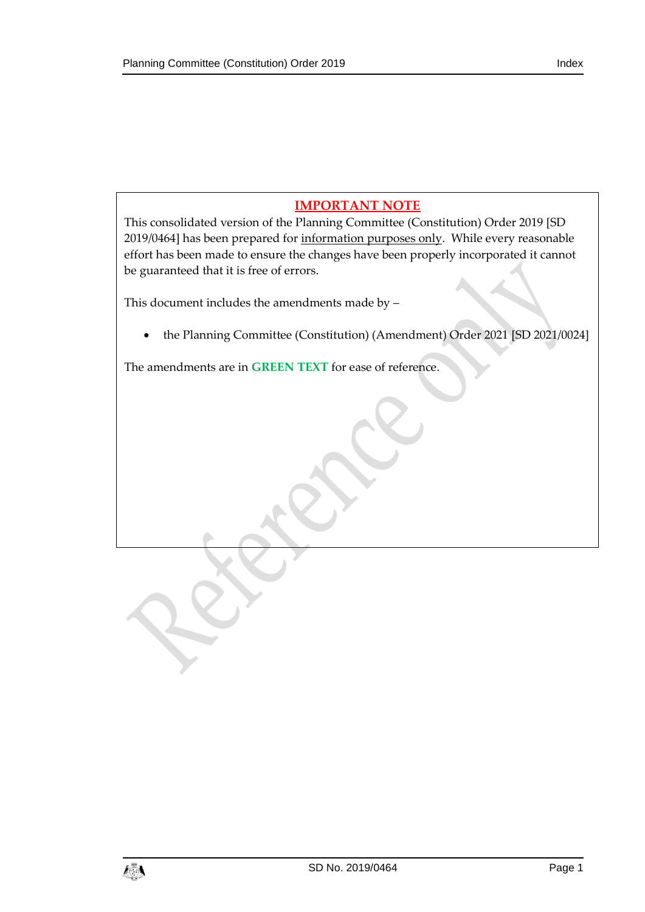**IMPORTANT NOTE**

This consolidated version of the Planning Committee (Constitution) Order 2019 [SD 2019/0464] has been prepared for information purposes only. While every reasonable effort has been made to ensure the changes have been properly incorporated it cannot be guaranteed that it is free of errors.

This document includes the amendments made by –

- the Planning Committee (Constitution) (Amendment) Order 2021 [SD 2021/0024]

The amendments are in **GREEN TEXT** for ease of reference.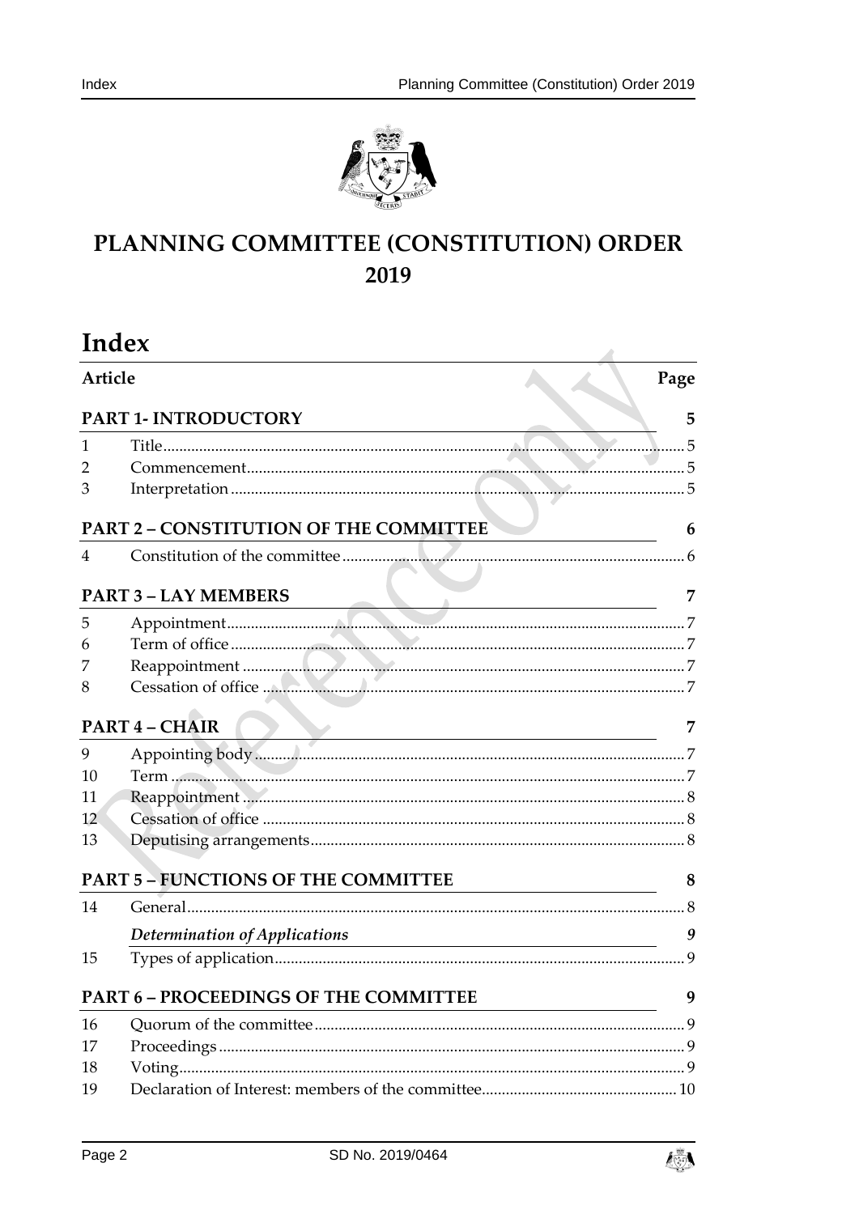# PLANNING COMMITTEE (CONSTITUTION) ORDER 2019

## Index

| Article | | Page |
|---|---|---|
| **PART 1- INTRODUCTORY** | | **5** |
| 1 | Title | 5 |
| 2 | Commencement | 5 |
| 3 | Interpretation | 5 |
| **PART 2 – CONSTITUTION OF THE COMMITTEE** | | **6** |
| 4 | Constitution of the committee | 6 |
| **PART 3 – LAY MEMBERS** | | **7** |
| 5 | Appointment | 7 |
| 6 | Term of office | 7 |
| 7 | Reappointment | 7 |
| 8 | Cessation of office | 7 |
| **PART 4 – CHAIR** | | **7** |
| 9 | Appointing body | 7 |
| 10 | Term | 7 |
| 11 | Reappointment | 8 |
| 12 | Cessation of office | 8 |
| 13 | Deputising arrangements | 8 |
| **PART 5 – FUNCTIONS OF THE COMMITTEE** | | **8** |
| 14 | General | 8 |
| | ***Determination of Applications*** | ***9*** |
| 15 | Types of application | 9 |
| **PART 6 – PROCEEDINGS OF THE COMMITTEE** | | **9** |
| 16 | Quorum of the committee | 9 |
| 17 | Proceedings | 9 |
| 18 | Voting | 9 |
| 19 | Declaration of Interest: members of the committee | 10 |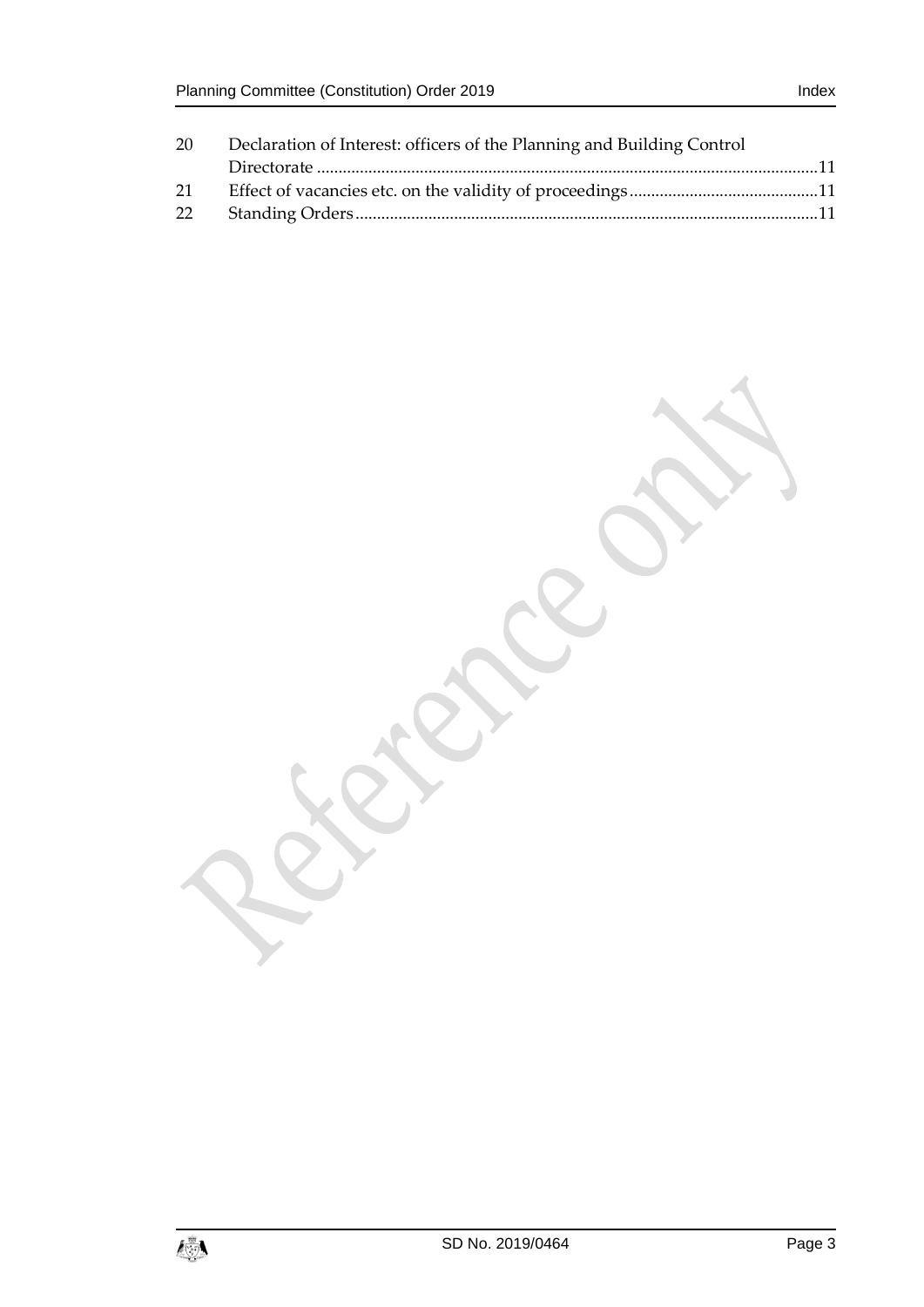| | | |
|---|---|---|
| 20 | Declaration of Interest: officers of the Planning and Building Control Directorate | 11 |
| 21 | Effect of vacancies etc. on the validity of proceedings | 11 |
| 22 | Standing Orders | 11 |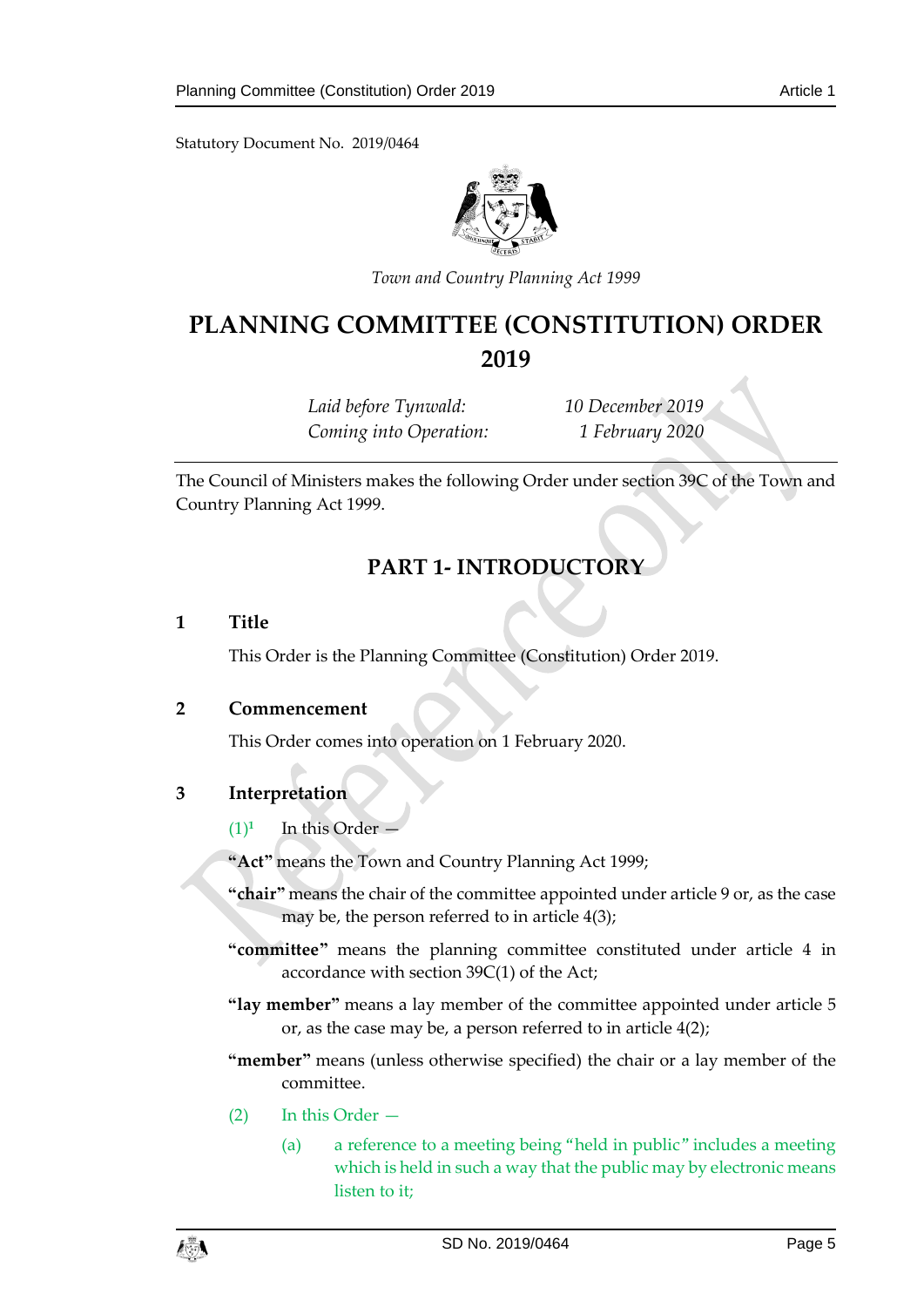Statutory Document No. 2019/0464

*Town and Country Planning Act 1999*

# PLANNING COMMITTEE (CONSTITUTION) ORDER 2019

*Laid before Tynwald:* *10 December 2019*
*Coming into Operation:* *1 February 2020*

The Council of Ministers makes the following Order under section 39C of the Town and Country Planning Act 1999.

## PART 1- INTRODUCTORY

### 1 Title

This Order is the Planning Committee (Constitution) Order 2019.

### 2 Commencement

This Order comes into operation on 1 February 2020.

### 3 Interpretation

(1)[1] In this Order —

**"Act"** means the Town and Country Planning Act 1999;

**"chair"** means the chair of the committee appointed under article 9 or, as the case may be, the person referred to in article 4(3);

**"committee"** means the planning committee constituted under article 4 in accordance with section 39C(1) of the Act;

**"lay member"** means a lay member of the committee appointed under article 5 or, as the case may be, a person referred to in article 4(2);

**"member"** means (unless otherwise specified) the chair or a lay member of the committee.

(2) In this Order —

(a) a reference to a meeting being "held in public" includes a meeting which is held in such a way that the public may by electronic means listen to it;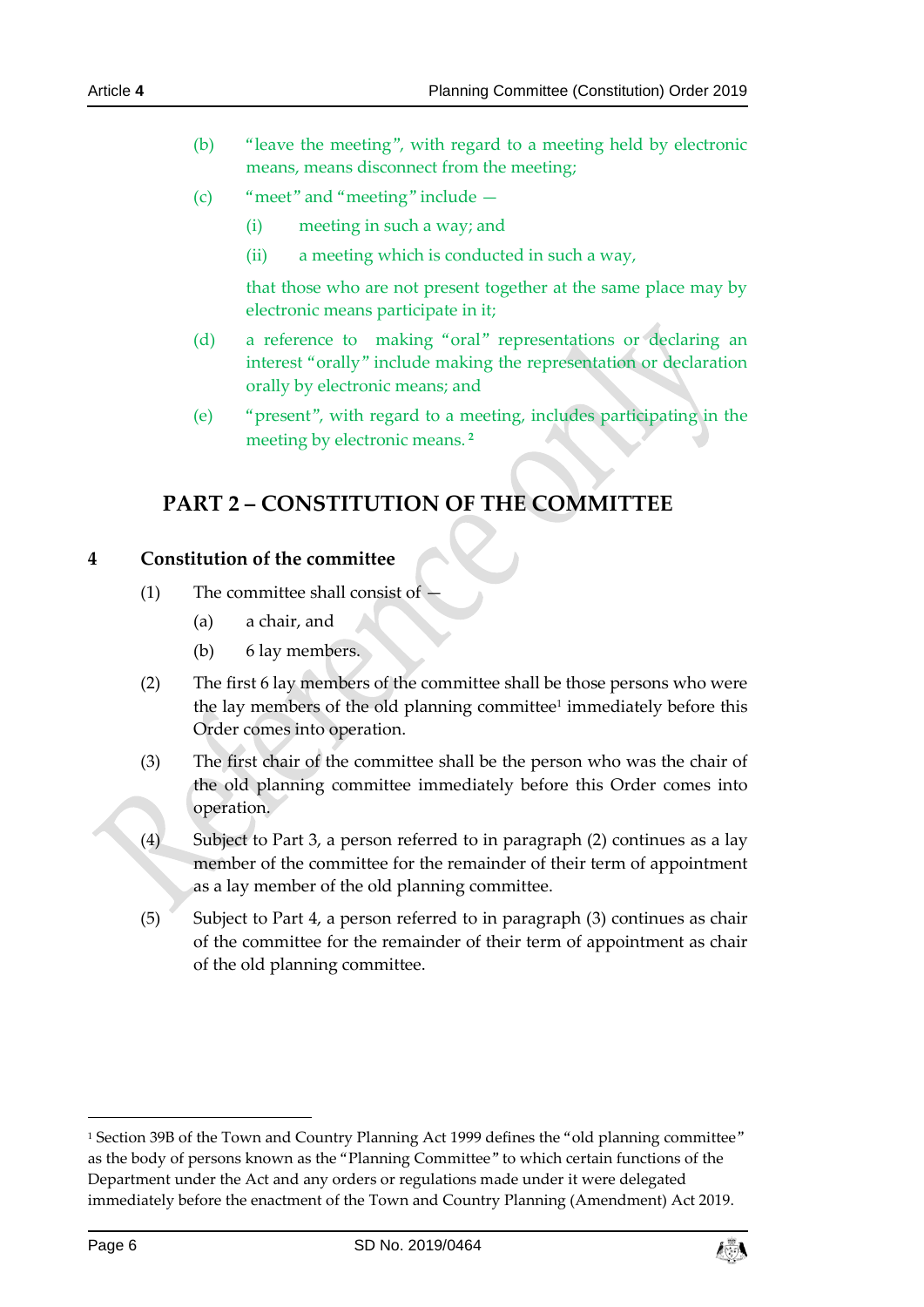(b) "leave the meeting", with regard to a meeting held by electronic means, means disconnect from the meeting;

(c) "meet" and "meeting" include —

(i) meeting in such a way; and

(ii) a meeting which is conducted in such a way,

that those who are not present together at the same place may by electronic means participate in it;

(d) a reference to making "oral" representations or declaring an interest "orally" include making the representation or declaration orally by electronic means; and

(e) "present", with regard to a meeting, includes participating in the meeting by electronic means. [2]

## PART 2 – CONSTITUTION OF THE COMMITTEE

### 4 Constitution of the committee

(1) The committee shall consist of —

(a) a chair, and

(b) 6 lay members.

(2) The first 6 lay members of the committee shall be those persons who were the lay members of the old planning committee[1] immediately before this Order comes into operation.

(3) The first chair of the committee shall be the person who was the chair of the old planning committee immediately before this Order comes into operation.

(4) Subject to Part 3, a person referred to in paragraph (2) continues as a lay member of the committee for the remainder of their term of appointment as a lay member of the old planning committee.

(5) Subject to Part 4, a person referred to in paragraph (3) continues as chair of the committee for the remainder of their term of appointment as chair of the old planning committee.

---

[1] Section 39B of the Town and Country Planning Act 1999 defines the "old planning committee" as the body of persons known as the "Planning Committee" to which certain functions of the Department under the Act and any orders or regulations made under it were delegated immediately before the enactment of the Town and Country Planning (Amendment) Act 2019.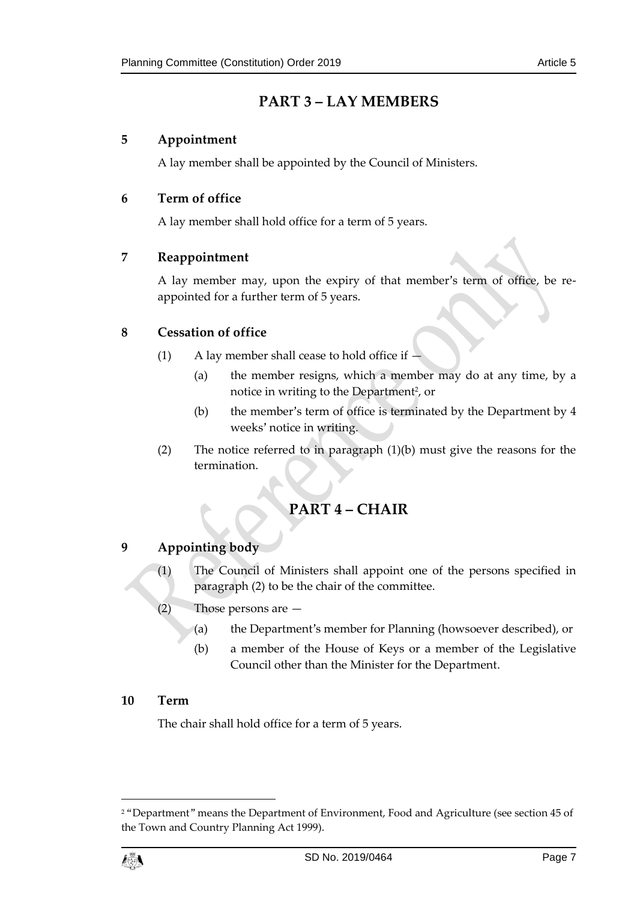# PART 3 – LAY MEMBERS

## 5 Appointment

A lay member shall be appointed by the Council of Ministers.

## 6 Term of office

A lay member shall hold office for a term of 5 years.

## 7 Reappointment

A lay member may, upon the expiry of that member's term of office, be re-appointed for a further term of 5 years.

## 8 Cessation of office

(1) A lay member shall cease to hold office if —

(a) the member resigns, which a member may do at any time, by a notice in writing to the Department[2], or

(b) the member's term of office is terminated by the Department by 4 weeks' notice in writing.

(2) The notice referred to in paragraph (1)(b) must give the reasons for the termination.

# PART 4 – CHAIR

## 9 Appointing body

(1) The Council of Ministers shall appoint one of the persons specified in paragraph (2) to be the chair of the committee.

(2) Those persons are —

(a) the Department's member for Planning (howsoever described), or

(b) a member of the House of Keys or a member of the Legislative Council other than the Minister for the Department.

## 10 Term

The chair shall hold office for a term of 5 years.

---

[2] "Department" means the Department of Environment, Food and Agriculture (see section 45 of the Town and Country Planning Act 1999).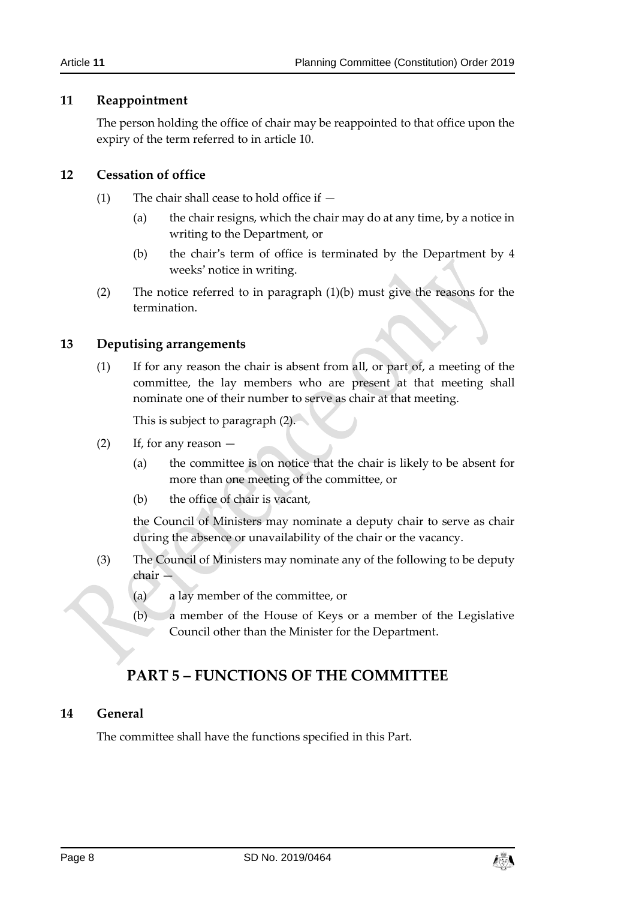### 11 Reappointment

The person holding the office of chair may be reappointed to that office upon the expiry of the term referred to in article 10.

### 12 Cessation of office

(1) The chair shall cease to hold office if —

(a) the chair resigns, which the chair may do at any time, by a notice in writing to the Department, or

(b) the chair's term of office is terminated by the Department by 4 weeks' notice in writing.

(2) The notice referred to in paragraph (1)(b) must give the reasons for the termination.

### 13 Deputising arrangements

(1) If for any reason the chair is absent from all, or part of, a meeting of the committee, the lay members who are present at that meeting shall nominate one of their number to serve as chair at that meeting.

This is subject to paragraph (2).

(2) If, for any reason —

(a) the committee is on notice that the chair is likely to be absent for more than one meeting of the committee, or

(b) the office of chair is vacant,

the Council of Ministers may nominate a deputy chair to serve as chair during the absence or unavailability of the chair or the vacancy.

(3) The Council of Ministers may nominate any of the following to be deputy chair —

(a) a lay member of the committee, or

(b) a member of the House of Keys or a member of the Legislative Council other than the Minister for the Department.

## PART 5 – FUNCTIONS OF THE COMMITTEE

### 14 General

The committee shall have the functions specified in this Part.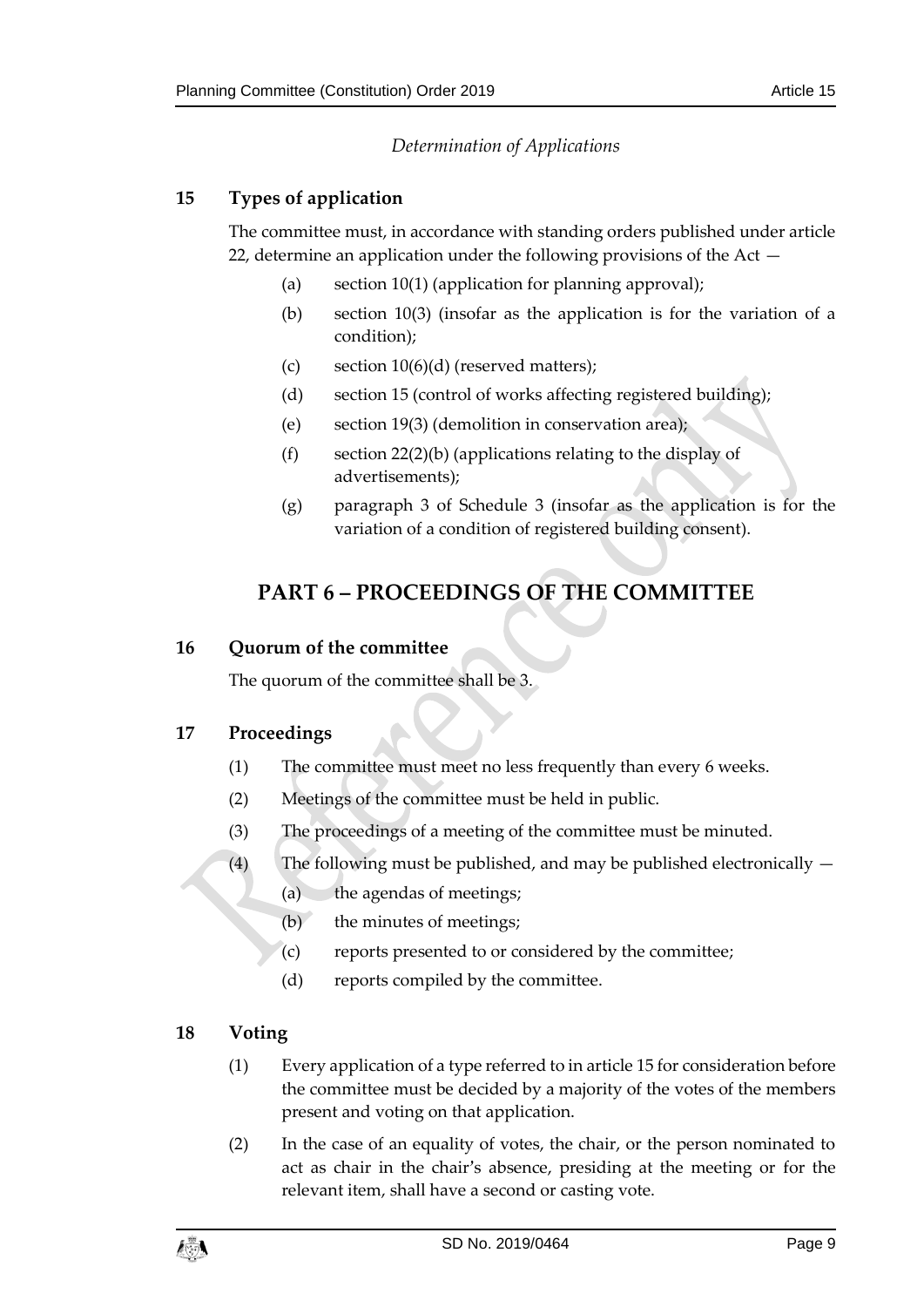*Determination of Applications*

### 15 Types of application

The committee must, in accordance with standing orders published under article 22, determine an application under the following provisions of the Act —

(a) section 10(1) (application for planning approval);

(b) section 10(3) (insofar as the application is for the variation of a condition);

(c) section 10(6)(d) (reserved matters);

(d) section 15 (control of works affecting registered building);

(e) section 19(3) (demolition in conservation area);

(f) section 22(2)(b) (applications relating to the display of advertisements);

(g) paragraph 3 of Schedule 3 (insofar as the application is for the variation of a condition of registered building consent).

## PART 6 – PROCEEDINGS OF THE COMMITTEE

### 16 Quorum of the committee

The quorum of the committee shall be 3.

### 17 Proceedings

(1) The committee must meet no less frequently than every 6 weeks.

(2) Meetings of the committee must be held in public.

(3) The proceedings of a meeting of the committee must be minuted.

(4) The following must be published, and may be published electronically —

(a) the agendas of meetings;

(b) the minutes of meetings;

(c) reports presented to or considered by the committee;

(d) reports compiled by the committee.

### 18 Voting

(1) Every application of a type referred to in article 15 for consideration before the committee must be decided by a majority of the votes of the members present and voting on that application.

(2) In the case of an equality of votes, the chair, or the person nominated to act as chair in the chair's absence, presiding at the meeting or for the relevant item, shall have a second or casting vote.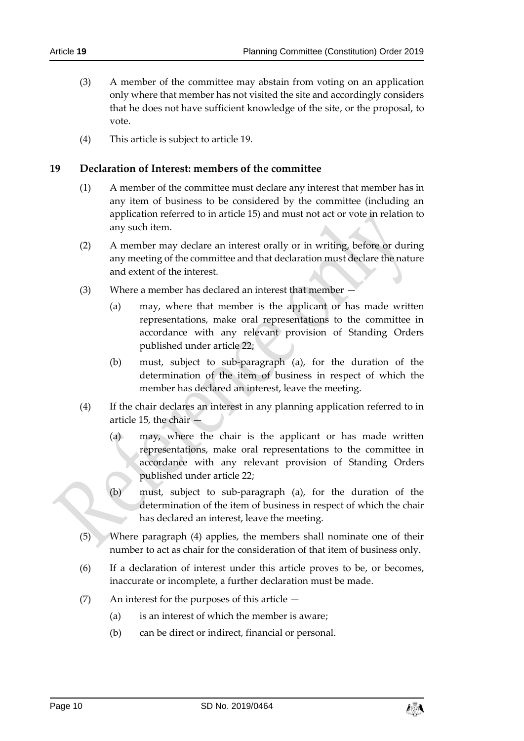(3) A member of the committee may abstain from voting on an application only where that member has not visited the site and accordingly considers that he does not have sufficient knowledge of the site, or the proposal, to vote.

(4) This article is subject to article 19.

## 19 Declaration of Interest: members of the committee

(1) A member of the committee must declare any interest that member has in any item of business to be considered by the committee (including an application referred to in article 15) and must not act or vote in relation to any such item.

(2) A member may declare an interest orally or in writing, before or during any meeting of the committee and that declaration must declare the nature and extent of the interest.

(3) Where a member has declared an interest that member —

(a) may, where that member is the applicant or has made written representations, make oral representations to the committee in accordance with any relevant provision of Standing Orders published under article 22;

(b) must, subject to sub-paragraph (a), for the duration of the determination of the item of business in respect of which the member has declared an interest, leave the meeting.

(4) If the chair declares an interest in any planning application referred to in article 15, the chair —

(a) may, where the chair is the applicant or has made written representations, make oral representations to the committee in accordance with any relevant provision of Standing Orders published under article 22;

(b) must, subject to sub-paragraph (a), for the duration of the determination of the item of business in respect of which the chair has declared an interest, leave the meeting.

(5) Where paragraph (4) applies, the members shall nominate one of their number to act as chair for the consideration of that item of business only.

(6) If a declaration of interest under this article proves to be, or becomes, inaccurate or incomplete, a further declaration must be made.

(7) An interest for the purposes of this article —

(a) is an interest of which the member is aware;

(b) can be direct or indirect, financial or personal.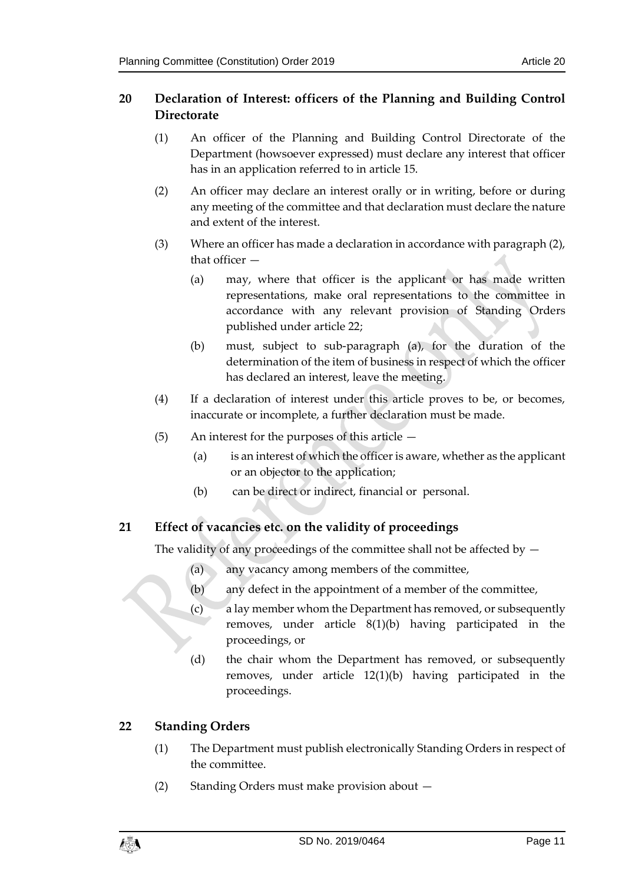## 20 Declaration of Interest: officers of the Planning and Building Control Directorate

(1) An officer of the Planning and Building Control Directorate of the Department (howsoever expressed) must declare any interest that officer has in an application referred to in article 15.

(2) An officer may declare an interest orally or in writing, before or during any meeting of the committee and that declaration must declare the nature and extent of the interest.

(3) Where an officer has made a declaration in accordance with paragraph (2), that officer —

(a) may, where that officer is the applicant or has made written representations, make oral representations to the committee in accordance with any relevant provision of Standing Orders published under article 22;

(b) must, subject to sub-paragraph (a), for the duration of the determination of the item of business in respect of which the officer has declared an interest, leave the meeting.

(4) If a declaration of interest under this article proves to be, or becomes, inaccurate or incomplete, a further declaration must be made.

(5) An interest for the purposes of this article —

(a) is an interest of which the officer is aware, whether as the applicant or an objector to the application;

(b) can be direct or indirect, financial or personal.

## 21 Effect of vacancies etc. on the validity of proceedings

The validity of any proceedings of the committee shall not be affected by —

(a) any vacancy among members of the committee,

(b) any defect in the appointment of a member of the committee,

(c) a lay member whom the Department has removed, or subsequently removes, under article 8(1)(b) having participated in the proceedings, or

(d) the chair whom the Department has removed, or subsequently removes, under article 12(1)(b) having participated in the proceedings.

## 22 Standing Orders

(1) The Department must publish electronically Standing Orders in respect of the committee.

(2) Standing Orders must make provision about —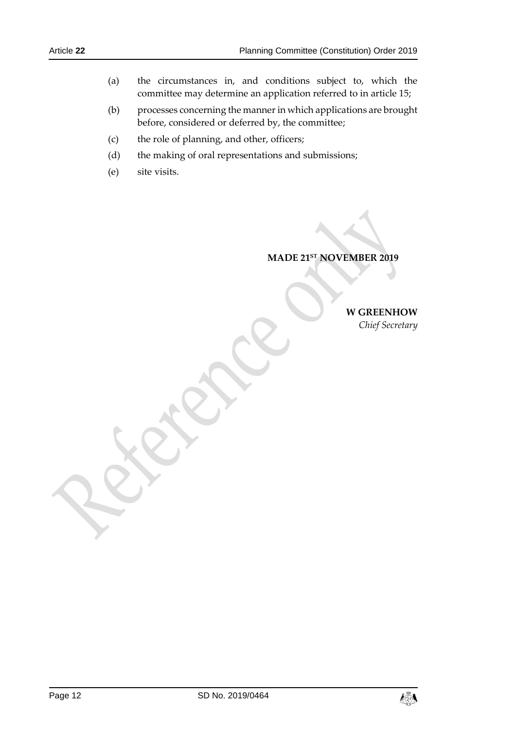(a) the circumstances in, and conditions subject to, which the committee may determine an application referred to in article 15;

(b) processes concerning the manner in which applications are brought before, considered or deferred by, the committee;

(c) the role of planning, and other, officers;

(d) the making of oral representations and submissions;

(e) site visits.

**MADE 21ST NOVEMBER 2019**

**W GREENHOW**
*Chief Secretary*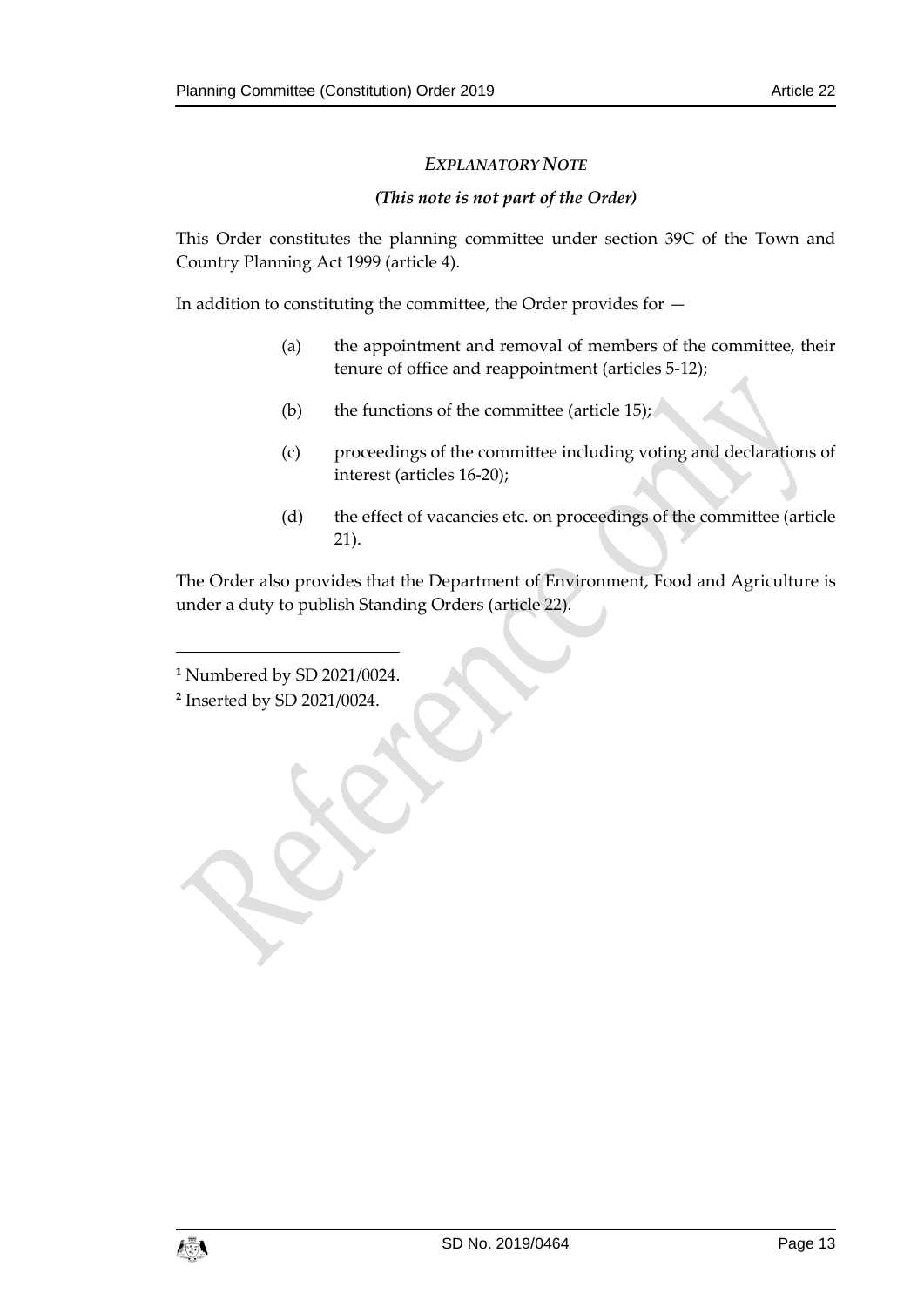## *EXPLANATORY NOTE*

***(This note is not part of the Order)***

This Order constitutes the planning committee under section 39C of the Town and Country Planning Act 1999 (article 4).

In addition to constituting the committee, the Order provides for —

(a) the appointment and removal of members of the committee, their tenure of office and reappointment (articles 5-12);

(b) the functions of the committee (article 15);

(c) proceedings of the committee including voting and declarations of interest (articles 16-20);

(d) the effect of vacancies etc. on proceedings of the committee (article 21).

The Order also provides that the Department of Environment, Food and Agriculture is under a duty to publish Standing Orders (article 22).

---

[1] Numbered by SD 2021/0024.

[2] Inserted by SD 2021/0024.